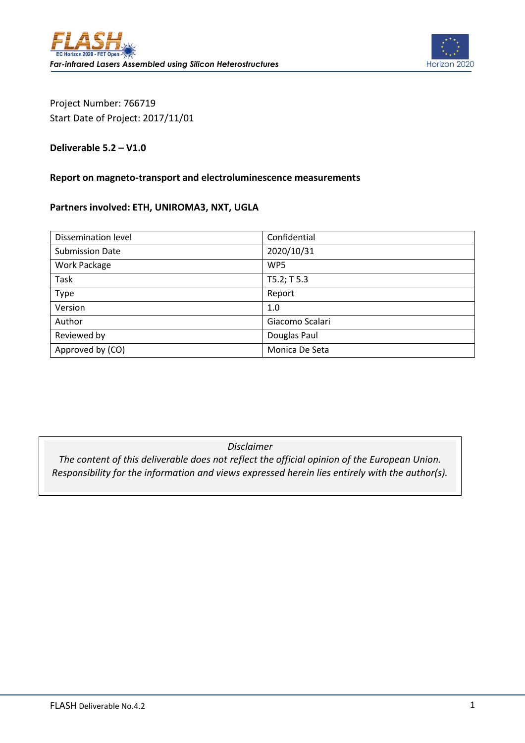Project Number: 766719

Start Date of Project: 2017/11/01

**Deliverable 5.2 – V1.0**

**Report on magneto-transport and electroluminescence measurements**

**Partners involved: ETH, UNIROMA3, NXT, UGLA**

| Dissemination level | Confidential |
|---|---|
| Submission Date | 2020/10/31 |
| Work Package | WP5 |
| Task | T5.2; T 5.3 |
| Type | Report |
| Version | 1.0 |
| Author | Giacomo Scalari |
| Reviewed by | Douglas Paul |
| Approved by (CO) | Monica De Seta |

*Disclaimer*

*The content of this deliverable does not reflect the official opinion of the European Union. Responsibility for the information and views expressed herein lies entirely with the author(s).*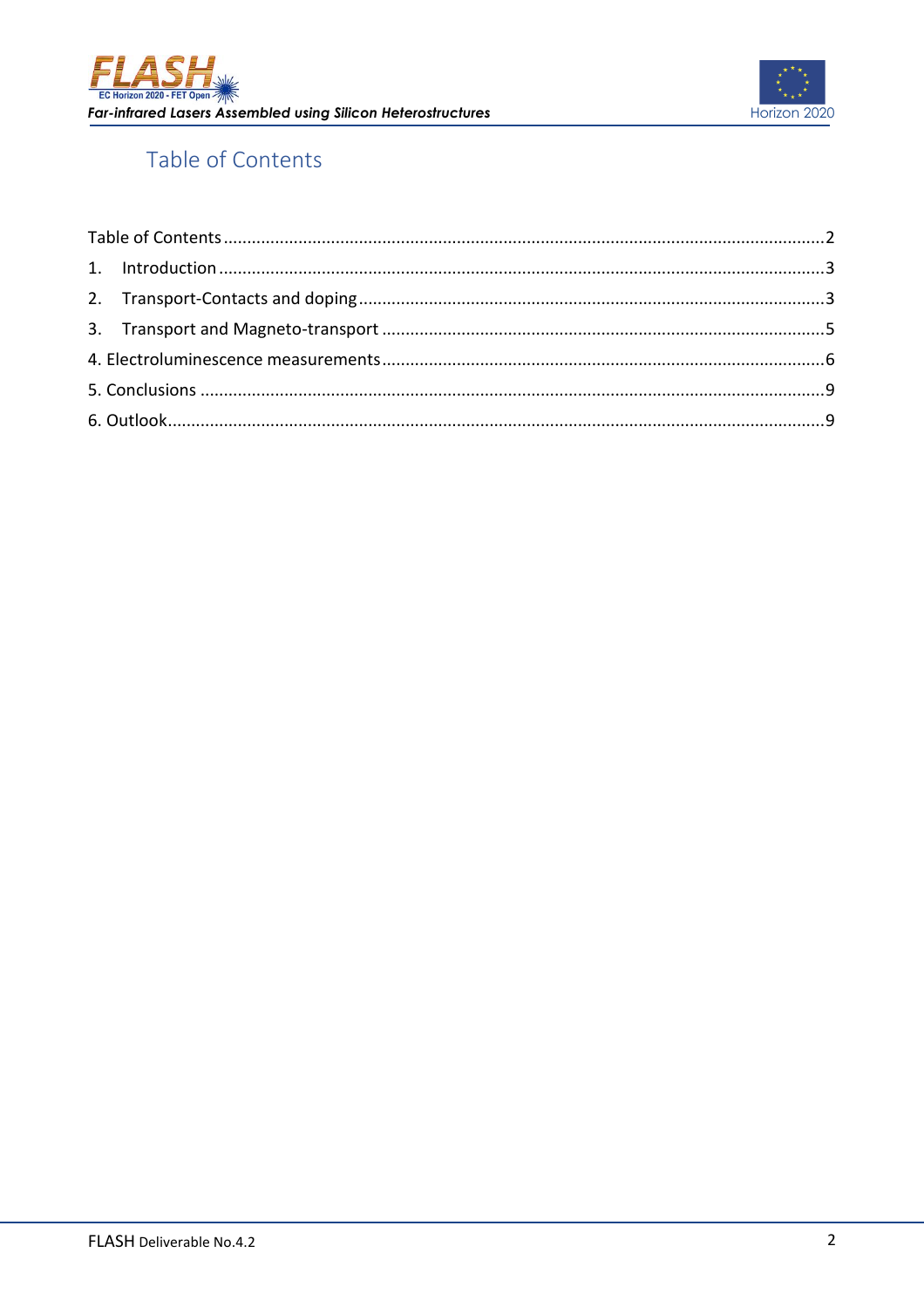# Table of Contents

Table of Contents ........................................................................................................................2

1. Introduction ..........................................................................................................................3
2. Transport-Contacts and doping ............................................................................................3
3. Transport and Magneto-transport .......................................................................................5

4. Electroluminescence measurements ......................................................................................6

5. Conclusions ..............................................................................................................................9

6. Outlook.....................................................................................................................................9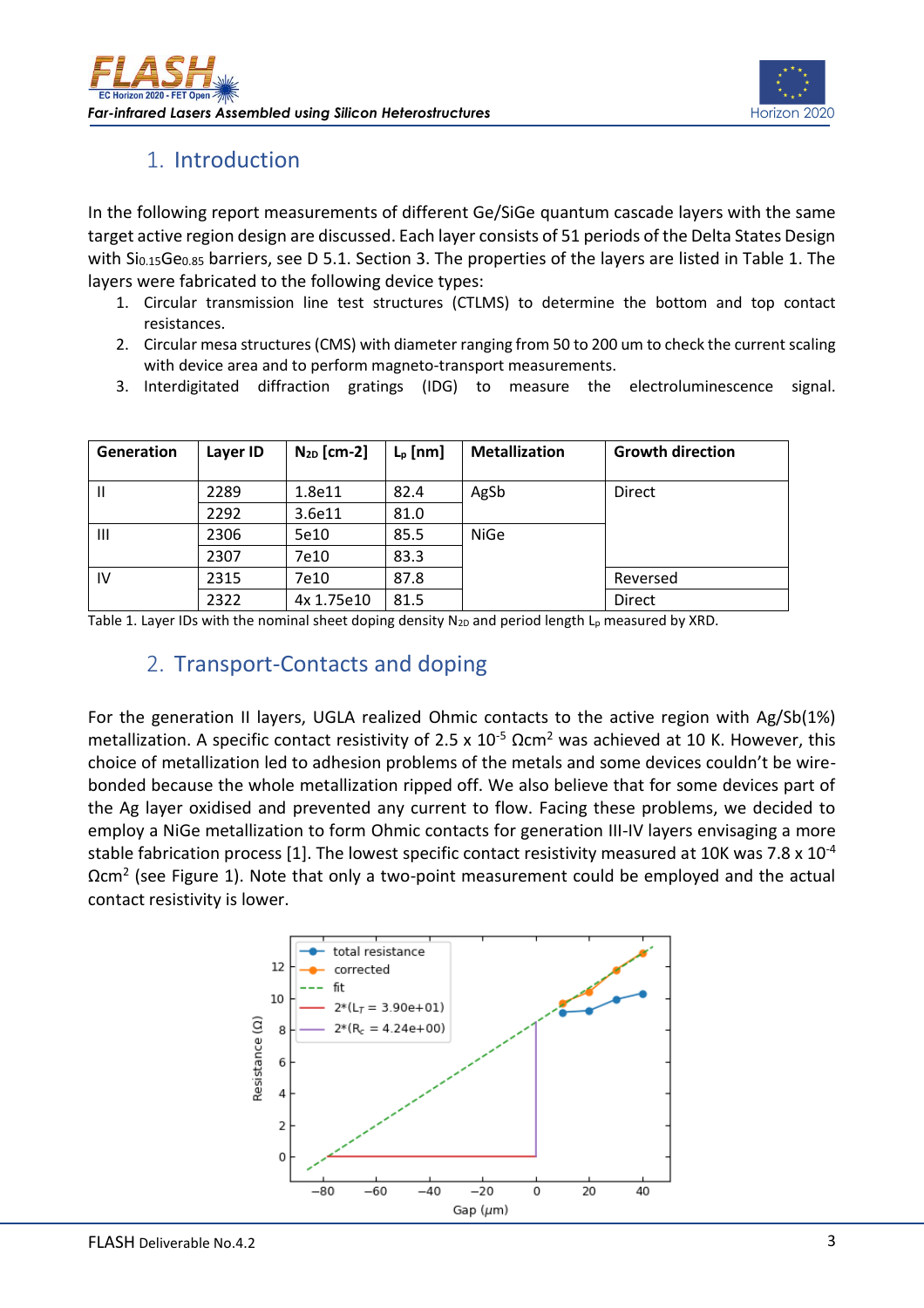## 1. Introduction

In the following report measurements of different Ge/SiGe quantum cascade layers with the same target active region design are discussed. Each layer consists of 51 periods of the Delta States Design with $Si_{0.15}Ge_{0.85}$ barriers, see D 5.1. Section 3. The properties of the layers are listed in Table 1. The layers were fabricated to the following device types:

1. Circular transmission line test structures (CTLMS) to determine the bottom and top contact resistances.
2. Circular mesa structures (CMS) with diameter ranging from 50 to 200 um to check the current scaling with device area and to perform magneto-transport measurements.
3. Interdigitated diffraction gratings (IDG) to measure the electroluminescence signal.

| Generation | Layer ID | $N_{2D}$ [cm-2] | $L_p$ [nm] | Metallization | Growth direction |
|---|---|---|---|---|---|
| II | 2289 | 1.8e11 | 82.4 | AgSb | Direct |
| | 2292 | 3.6e11 | 81.0 | | |
| III | 2306 | 5e10 | 85.5 | NiGe | |
| | 2307 | 7e10 | 83.3 | | |
| IV | 2315 | 7e10 | 87.8 | | Reversed |
| | 2322 | 4x 1.75e10 | 81.5 | | Direct |

Table 1. Layer IDs with the nominal sheet doping density $N_{2D}$ and period length $L_p$ measured by XRD.

## 2. Transport-Contacts and doping

For the generation II layers, UGLA realized Ohmic contacts to the active region with Ag/Sb(1%) metallization. A specific contact resistivity of 2.5 x $10^{-5}$ $\Omega cm^2$ was achieved at 10 K. However, this choice of metallization led to adhesion problems of the metals and some devices couldn't be wire-bonded because the whole metallization ripped off. We also believe that for some devices part of the Ag layer oxidised and prevented any current to flow. Facing these problems, we decided to employ a NiGe metallization to form Ohmic contacts for generation III-IV layers envisaging a more stable fabrication process [1]. The lowest specific contact resistivity measured at 10K was 7.8 x $10^{-4}$ $\Omega cm^2$ (see Figure 1). Note that only a two-point measurement could be employed and the actual contact resistivity is lower.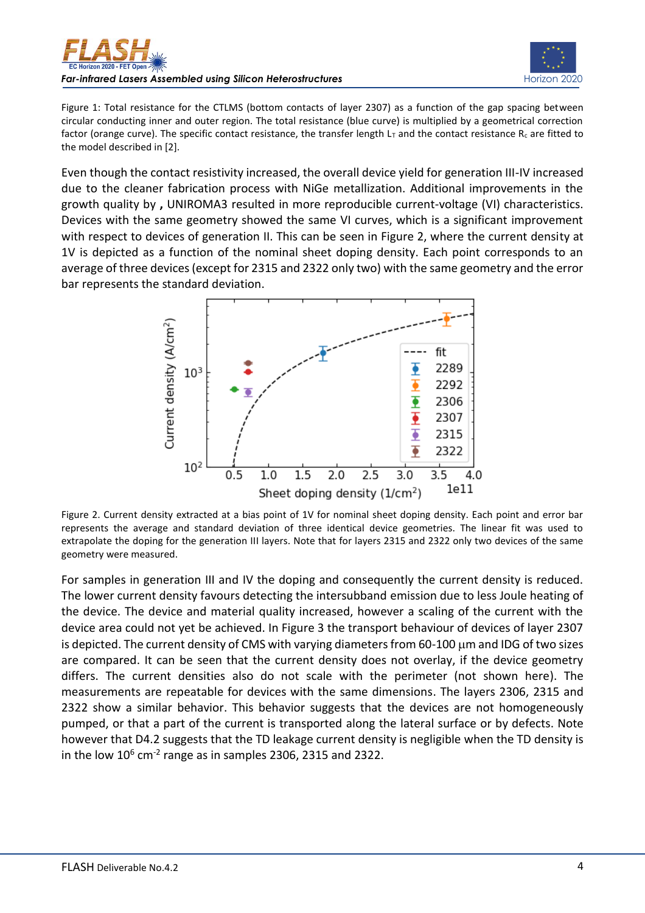Figure 1: Total resistance for the CTLMS (bottom contacts of layer 2307) as a function of the gap spacing between circular conducting inner and outer region. The total resistance (blue curve) is multiplied by a geometrical correction factor (orange curve). The specific contact resistance, the transfer length $L_T$ and the contact resistance $R_c$ are fitted to the model described in [2].

Even though the contact resistivity increased, the overall device yield for generation III-IV increased due to the cleaner fabrication process with NiGe metallization. Additional improvements in the growth quality by **,** UNIROMA3 resulted in more reproducible current-voltage (VI) characteristics. Devices with the same geometry showed the same VI curves, which is a significant improvement with respect to devices of generation II. This can be seen in Figure 2, where the current density at 1V is depicted as a function of the nominal sheet doping density. Each point corresponds to an average of three devices (except for 2315 and 2322 only two) with the same geometry and the error bar represents the standard deviation.

Figure 2. Current density extracted at a bias point of 1V for nominal sheet doping density. Each point and error bar represents the average and standard deviation of three identical device geometries. The linear fit was used to extrapolate the doping for the generation III layers. Note that for layers 2315 and 2322 only two devices of the same geometry were measured.

For samples in generation III and IV the doping and consequently the current density is reduced. The lower current density favours detecting the intersubband emission due to less Joule heating of the device. The device and material quality increased, however a scaling of the current with the device area could not yet be achieved. In Figure 3 the transport behaviour of devices of layer 2307 is depicted. The current density of CMS with varying diameters from 60-100 $\mu$m and IDG of two sizes are compared. It can be seen that the current density does not overlay, if the device geometry differs. The current densities also do not scale with the perimeter (not shown here). The measurements are repeatable for devices with the same dimensions. The layers 2306, 2315 and 2322 show a similar behavior. This behavior suggests that the devices are not homogeneously pumped, or that a part of the current is transported along the lateral surface or by defects. Note however that D4.2 suggests that the TD leakage current density is negligible when the TD density is in the low $10^6$ cm$^{-2}$ range as in samples 2306, 2315 and 2322.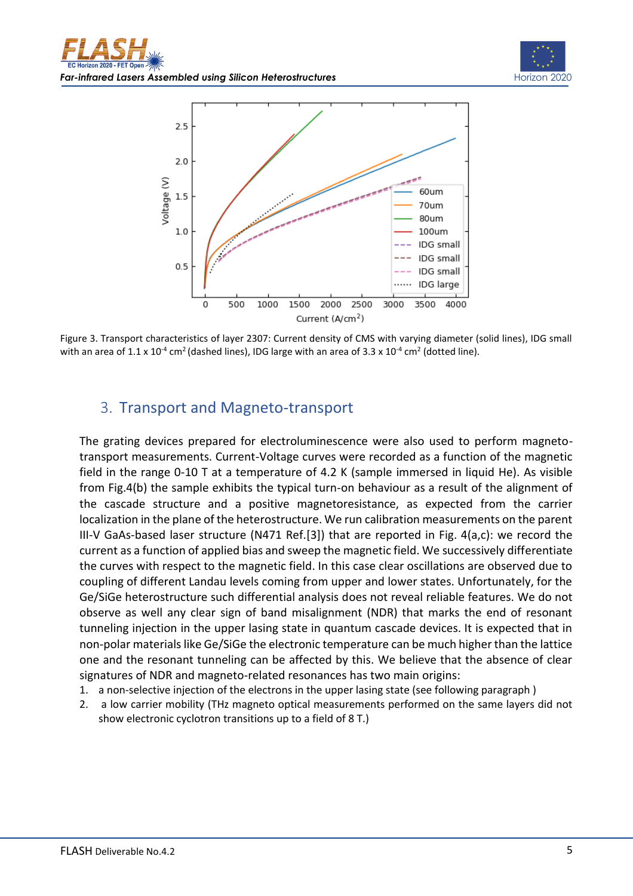Figure 3. Transport characteristics of layer 2307: Current density of CMS with varying diameter (solid lines), IDG small with an area of 1.1 x $10^{-4}$ $cm^2$ (dashed lines), IDG large with an area of 3.3 x $10^{-4}$ $cm^2$ (dotted line).

## 3. Transport and Magneto-transport

The grating devices prepared for electroluminescence were also used to perform magneto-transport measurements. Current-Voltage curves were recorded as a function of the magnetic field in the range 0-10 T at a temperature of 4.2 K (sample immersed in liquid He). As visible from Fig.4(b) the sample exhibits the typical turn-on behaviour as a result of the alignment of the cascade structure and a positive magnetoresistance, as expected from the carrier localization in the plane of the heterostructure. We run calibration measurements on the parent III-V GaAs-based laser structure (N471 Ref.[3]) that are reported in Fig. 4(a,c): we record the current as a function of applied bias and sweep the magnetic field. We successively differentiate the curves with respect to the magnetic field. In this case clear oscillations are observed due to coupling of different Landau levels coming from upper and lower states. Unfortunately, for the Ge/SiGe heterostructure such differential analysis does not reveal reliable features. We do not observe as well any clear sign of band misalignment (NDR) that marks the end of resonant tunneling injection in the upper lasing state in quantum cascade devices. It is expected that in non-polar materials like Ge/SiGe the electronic temperature can be much higher than the lattice one and the resonant tunneling can be affected by this. We believe that the absence of clear signatures of NDR and magneto-related resonances has two main origins:

1. a non-selective injection of the electrons in the upper lasing state (see following paragraph )
2. a low carrier mobility (THz magneto optical measurements performed on the same layers did not show electronic cyclotron transitions up to a field of 8 T.)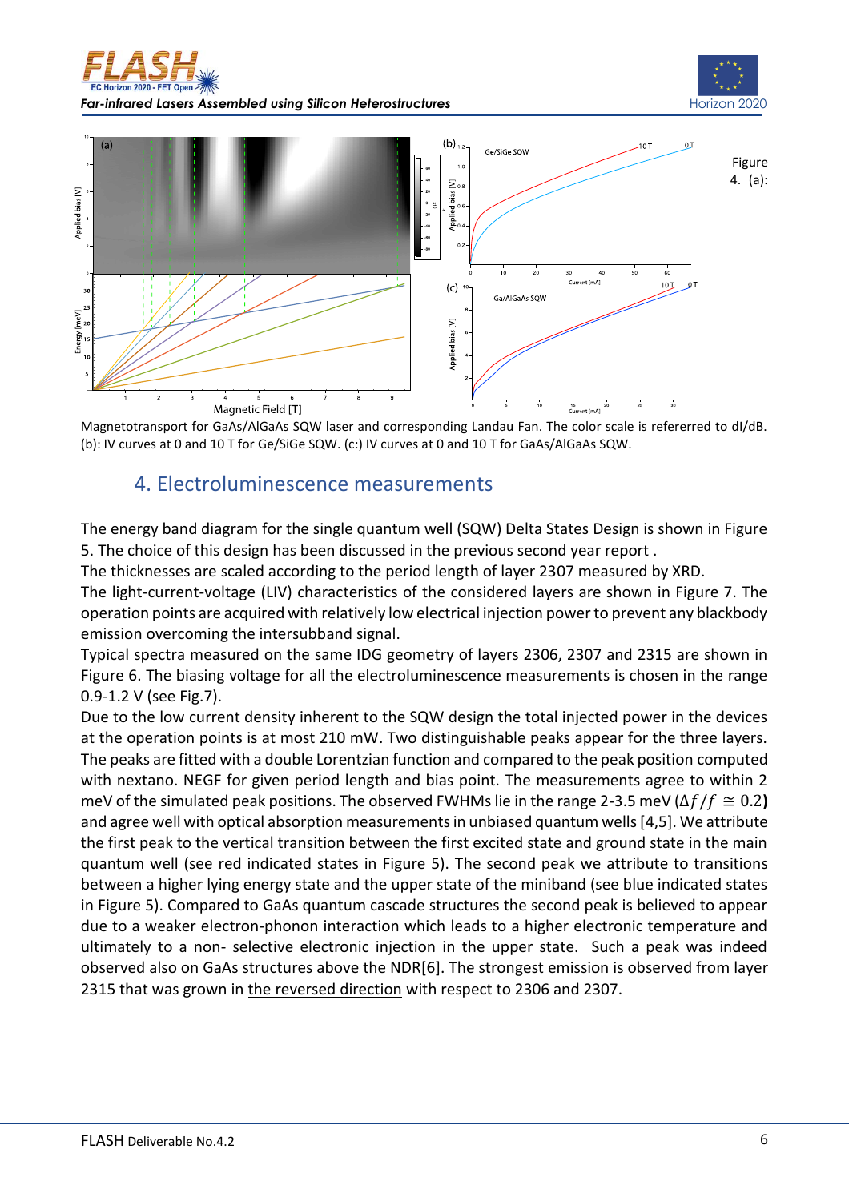Figure 4. (a): Magnetotransport for GaAs/AlGaAs SQW laser and corresponding Landau Fan. The color scale is refererred to dI/dB. (b): IV curves at 0 and 10 T for Ge/SiGe SQW. (c:) IV curves at 0 and 10 T for GaAs/AlGaAs SQW.

## 4. Electroluminescence measurements

The energy band diagram for the single quantum well (SQW) Delta States Design is shown in Figure 5. The choice of this design has been discussed in the previous second year report .

The thicknesses are scaled according to the period length of layer 2307 measured by XRD.

The light-current-voltage (LIV) characteristics of the considered layers are shown in Figure 7. The operation points are acquired with relatively low electrical injection power to prevent any blackbody emission overcoming the intersubband signal.

Typical spectra measured on the same IDG geometry of layers 2306, 2307 and 2315 are shown in Figure 6. The biasing voltage for all the electroluminescence measurements is chosen in the range 0.9-1.2 V (see Fig.7).

Due to the low current density inherent to the SQW design the total injected power in the devices at the operation points is at most 210 mW. Two distinguishable peaks appear for the three layers. The peaks are fitted with a double Lorentzian function and compared to the peak position computed with nextano. NEGF for given period length and bias point. The measurements agree to within 2 meV of the simulated peak positions. The observed FWHMs lie in the range 2-3.5 meV ($\Delta f/f \cong 0.2$**)** and agree well with optical absorption measurements in unbiased quantum wells [4,5]. We attribute the first peak to the vertical transition between the first excited state and ground state in the main quantum well (see red indicated states in Figure 5). The second peak we attribute to transitions between a higher lying energy state and the upper state of the miniband (see blue indicated states in Figure 5). Compared to GaAs quantum cascade structures the second peak is believed to appear due to a weaker electron-phonon interaction which leads to a higher electronic temperature and ultimately to a non- selective electronic injection in the upper state. Such a peak was indeed observed also on GaAs structures above the NDR[6]. The strongest emission is observed from layer 2315 that was grown in the reversed direction with respect to 2306 and 2307.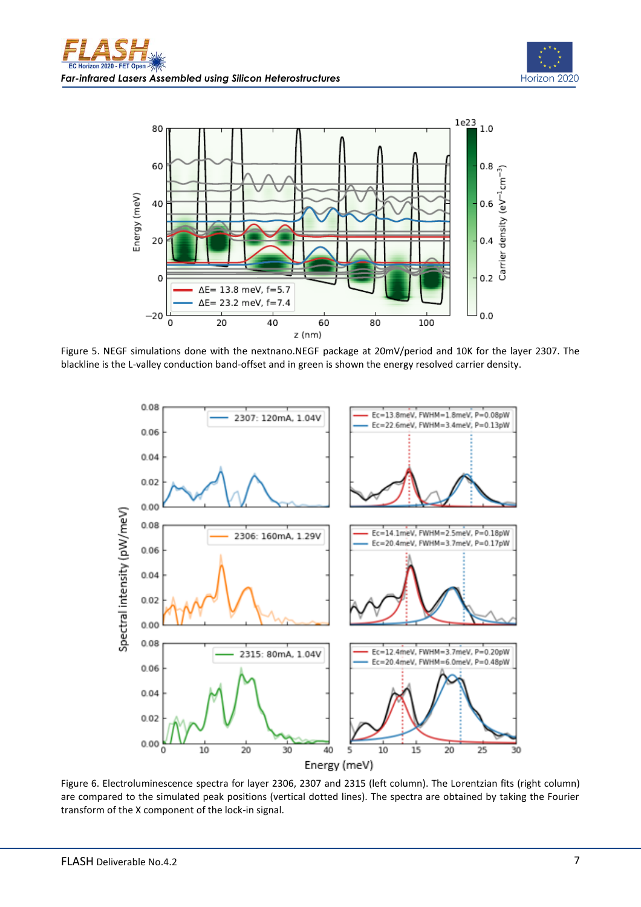Figure 5. NEGF simulations done with the nextnano.NEGF package at 20mV/period and 10K for the layer 2307. The blackline is the L-valley conduction band-offset and in green is shown the energy resolved carrier density.

Figure 6. Electroluminescence spectra for layer 2306, 2307 and 2315 (left column). The Lorentzian fits (right column) are compared to the simulated peak positions (vertical dotted lines). The spectra are obtained by taking the Fourier transform of the X component of the lock-in signal.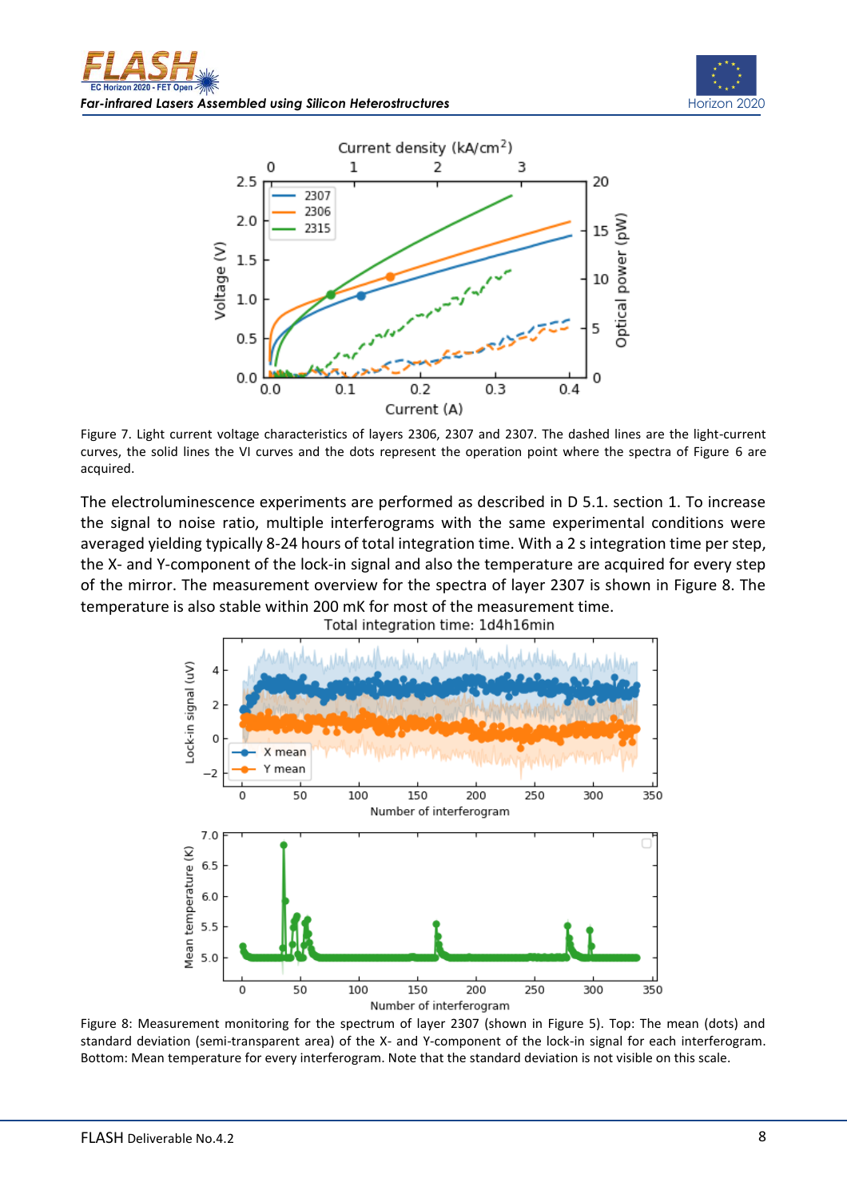Figure 7. Light current voltage characteristics of layers 2306, 2307 and 2307. The dashed lines are the light-current curves, the solid lines the VI curves and the dots represent the operation point where the spectra of Figure 6 are acquired.

The electroluminescence experiments are performed as described in D 5.1. section 1. To increase the signal to noise ratio, multiple interferograms with the same experimental conditions were averaged yielding typically 8-24 hours of total integration time. With a 2 s integration time per step, the X- and Y-component of the lock-in signal and also the temperature are acquired for every step of the mirror. The measurement overview for the spectra of layer 2307 is shown in Figure 8. The temperature is also stable within 200 mK for most of the measurement time.

Figure 8: Measurement monitoring for the spectrum of layer 2307 (shown in Figure 5). Top: The mean (dots) and standard deviation (semi-transparent area) of the X- and Y-component of the lock-in signal for each interferogram. Bottom: Mean temperature for every interferogram. Note that the standard deviation is not visible on this scale.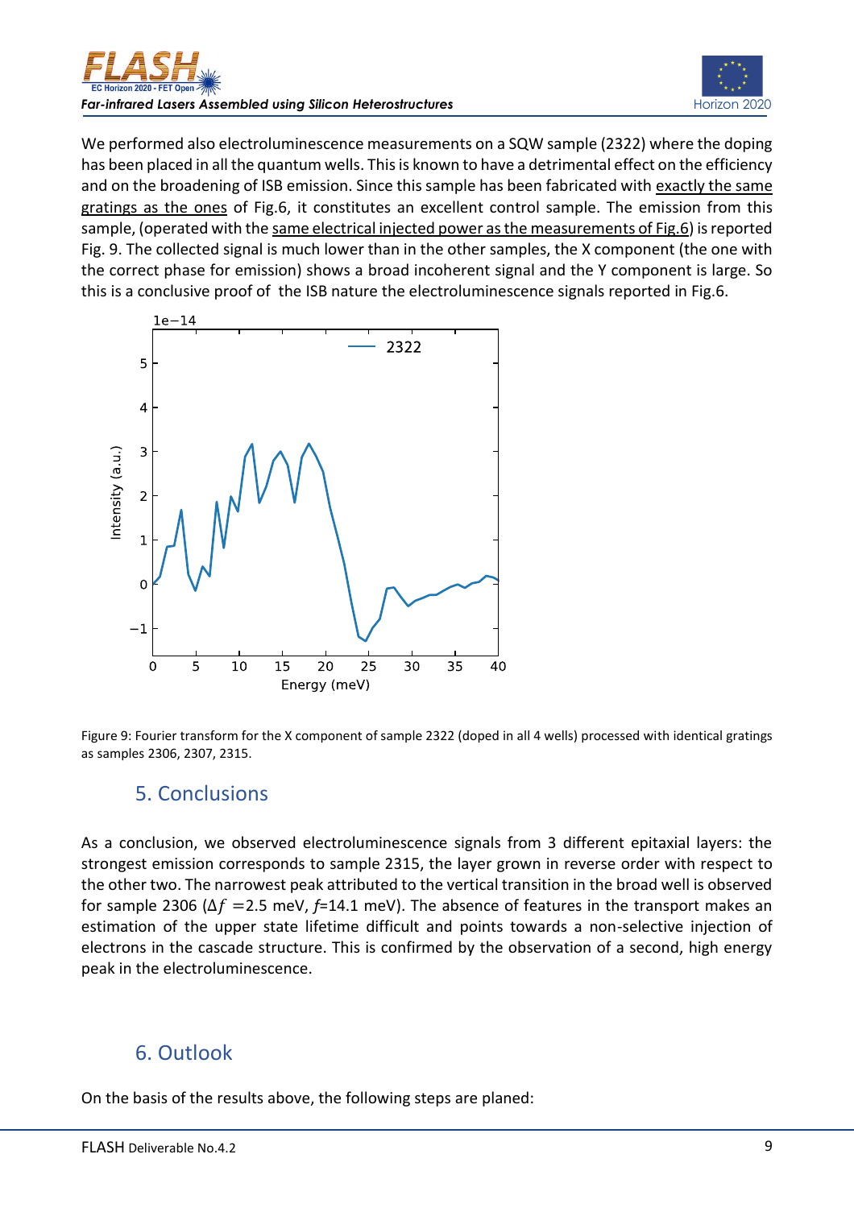We performed also electroluminescence measurements on a SQW sample (2322) where the doping has been placed in all the quantum wells. This is known to have a detrimental effect on the efficiency and on the broadening of ISB emission. Since this sample has been fabricated with exactly the same gratings as the ones of Fig.6, it constitutes an excellent control sample. The emission from this sample, (operated with the same electrical injected power as the measurements of Fig.6) is reported Fig. 9. The collected signal is much lower than in the other samples, the X component (the one with the correct phase for emission) shows a broad incoherent signal and the Y component is large. So this is a conclusive proof of the ISB nature the electroluminescence signals reported in Fig.6.

Figure 9: Fourier transform for the X component of sample 2322 (doped in all 4 wells) processed with identical gratings as samples 2306, 2307, 2315.

## 5. Conclusions

As a conclusion, we observed electroluminescence signals from 3 different epitaxial layers: the strongest emission corresponds to sample 2315, the layer grown in reverse order with respect to the other two. The narrowest peak attributed to the vertical transition in the broad well is observed for sample 2306 ($\Delta f = 2.5$ meV, $f$=14.1 meV). The absence of features in the transport makes an estimation of the upper state lifetime difficult and points towards a non-selective injection of electrons in the cascade structure. This is confirmed by the observation of a second, high energy peak in the electroluminescence.

## 6. Outlook

On the basis of the results above, the following steps are planed: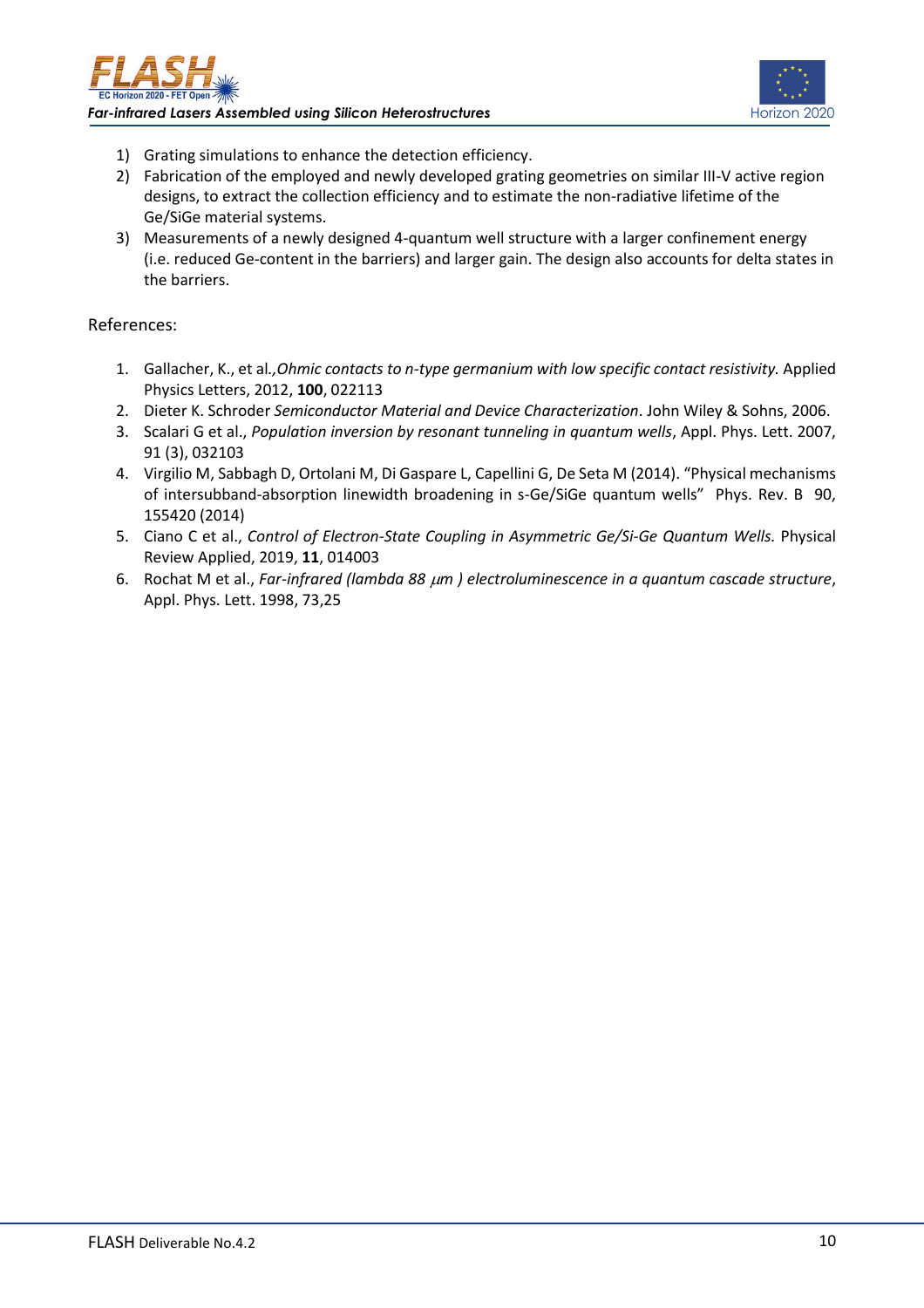1) Grating simulations to enhance the detection efficiency.
2) Fabrication of the employed and newly developed grating geometries on similar III-V active region designs, to extract the collection efficiency and to estimate the non-radiative lifetime of the Ge/SiGe material systems.
3) Measurements of a newly designed 4-quantum well structure with a larger confinement energy (i.e. reduced Ge-content in the barriers) and larger gain. The design also accounts for delta states in the barriers.

References:

1. Gallacher, K., et al.*,Ohmic contacts to n-type germanium with low specific contact resistivity.* Applied Physics Letters, 2012, **100**, 022113
2. Dieter K. Schroder *Semiconductor Material and Device Characterization*. John Wiley & Sohns, 2006.
3. Scalari G et al., *Population inversion by resonant tunneling in quantum wells*, Appl. Phys. Lett. 2007, 91 (3), 032103
4. Virgilio M, Sabbagh D, Ortolani M, Di Gaspare L, Capellini G, De Seta M (2014). “Physical mechanisms of intersubband-absorption linewidth broadening in s-Ge/SiGe quantum wells” Phys. Rev. B 90, 155420 (2014)
5. Ciano C et al., *Control of Electron-State Coupling in Asymmetric Ge/Si-Ge Quantum Wells.* Physical Review Applied, 2019, **11**, 014003
6. Rochat M et al., *Far-infrared (lambda 88 $\mu m$ ) electroluminescence in a quantum cascade structure*, Appl. Phys. Lett. 1998, 73,25